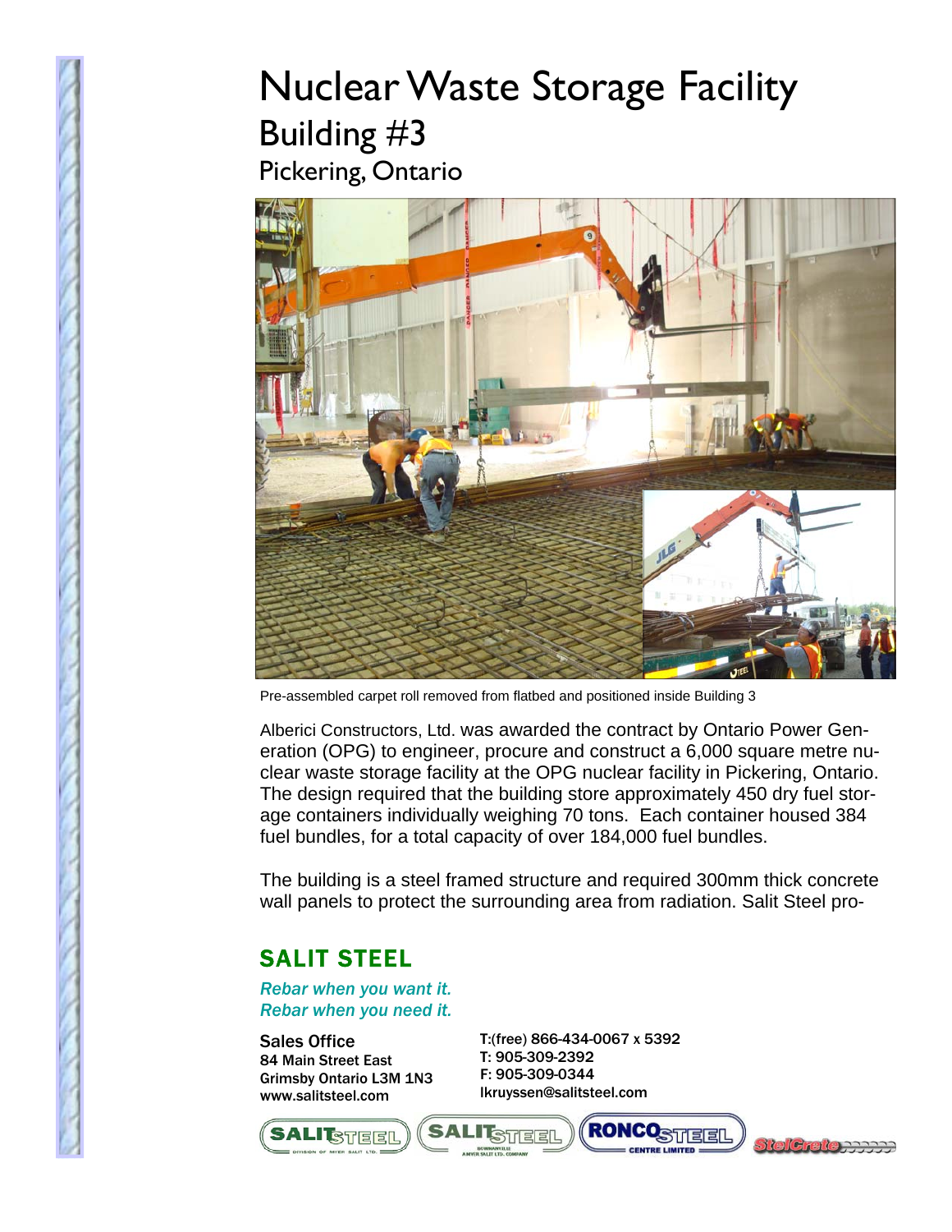# Nuclear Waste Storage Facility

## Building #3

### Pickering, Ontario

Pre-assembled carpet roll removed from flatbed and positioned inside Building 3

Alberici Constructors, Ltd. was awarded the contract by Ontario Power Generation (OPG) to engineer, procure and construct a 6,000 square metre nuclear waste storage facility at the OPG nuclear facility in Pickering, Ontario. The design required that the building store approximately 450 dry fuel storage containers individually weighing 70 tons. Each container housed 384 fuel bundles, for a total capacity of over 184,000 fuel bundles.

The building is a steel framed structure and required 300mm thick concrete wall panels to protect the surrounding area from radiation. Salit Steel pro-

## SALIT STEEL

*Rebar when you want it.*
*Rebar when you need it.*

Sales Office
84 Main Street East
Grimsby Ontario L3M 1N3
www.salitsteel.com

T:(free) 866-434-0067 x 5392
T: 905-309-2392
F: 905-309-0344
lkruyssen@salitsteel.com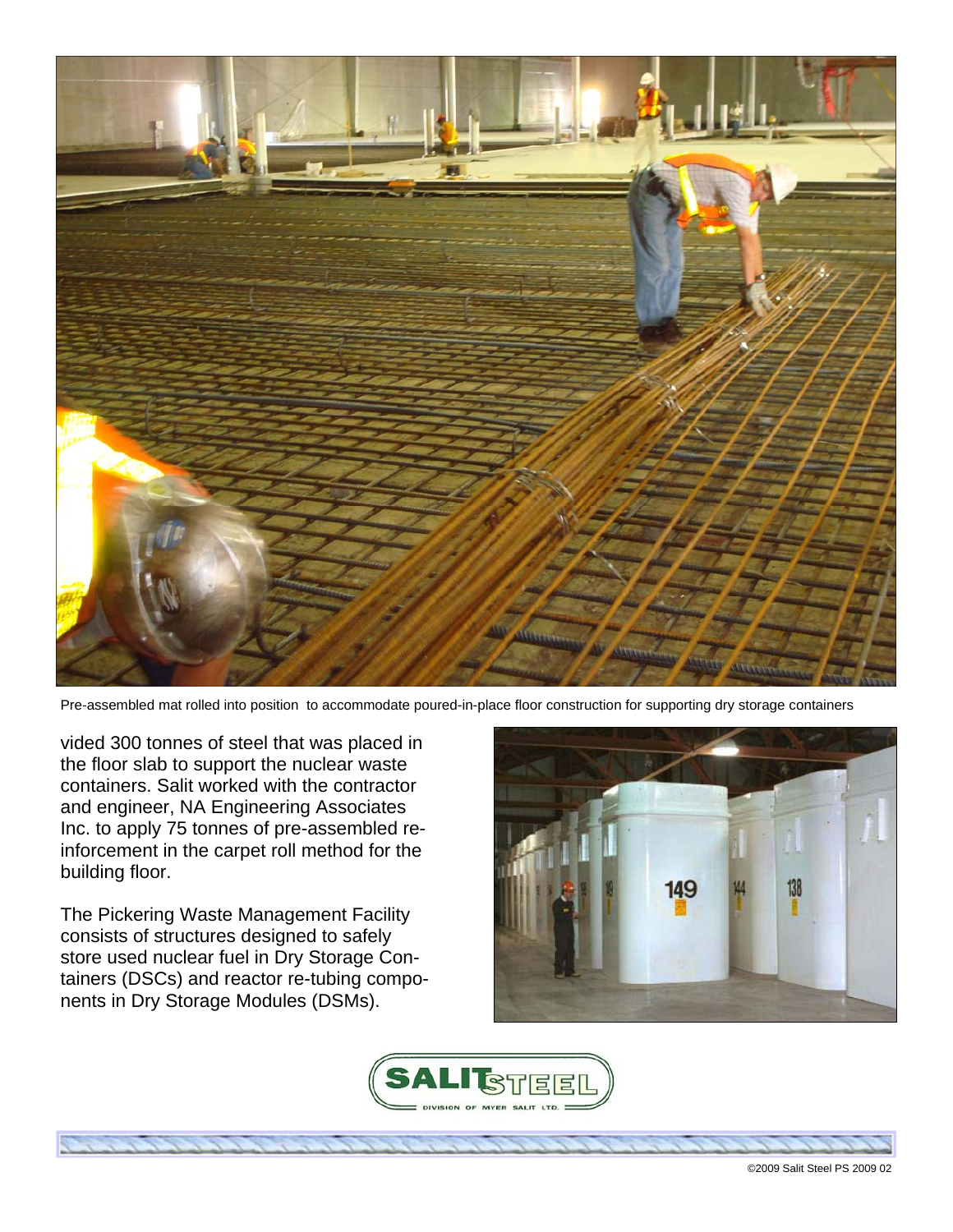Pre-assembled mat rolled into position to accommodate poured-in-place floor construction for supporting dry storage containers

vided 300 tonnes of steel that was placed in the floor slab to support the nuclear waste containers. Salit worked with the contractor and engineer, NA Engineering Associates Inc. to apply 75 tonnes of pre-assembled reinforcement in the carpet roll method for the building floor.

The Pickering Waste Management Facility consists of structures designed to safely store used nuclear fuel in Dry Storage Containers (DSCs) and reactor re-tubing components in Dry Storage Modules (DSMs).

©2009 Salit Steel PS 2009 02